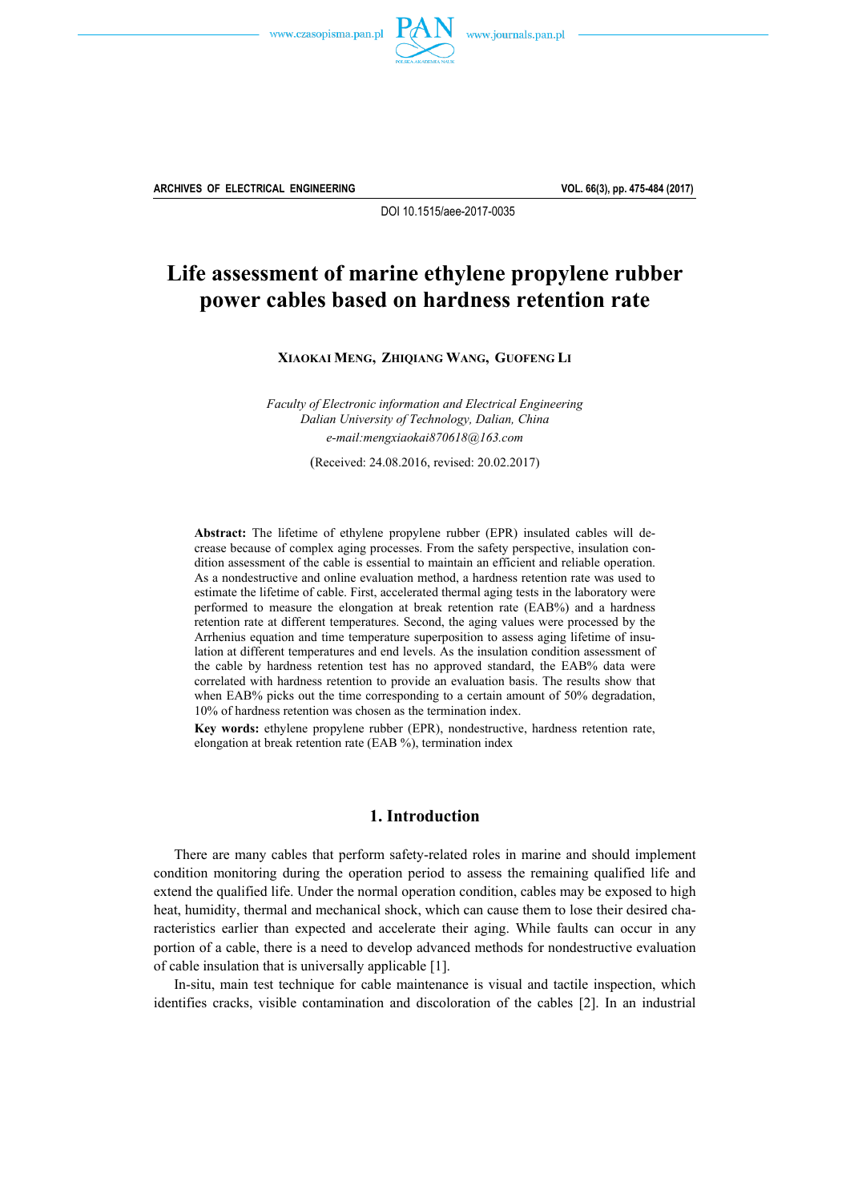DOI 10.1515/aee-2017-0035

# Life assessment of marine ethylene propylene rubber power cables based on hardness retention rate

**XIAOKAI MENG, ZHIQIANG WANG, GUOFENG LI**

*Faculty of Electronic information and Electrical Engineering*
*Dalian University of Technology, Dalian, China*
*e-mail:mengxiaokai870618@163.com*

(Received: 24.08.2016, revised: 20.02.2017)

**Abstract:** The lifetime of ethylene propylene rubber (EPR) insulated cables will decrease because of complex aging processes. From the safety perspective, insulation condition assessment of the cable is essential to maintain an efficient and reliable operation. As a nondestructive and online evaluation method, a hardness retention rate was used to estimate the lifetime of cable. First, accelerated thermal aging tests in the laboratory were performed to measure the elongation at break retention rate (EAB%) and a hardness retention rate at different temperatures. Second, the aging values were processed by the Arrhenius equation and time temperature superposition to assess aging lifetime of insulation at different temperatures and end levels. As the insulation condition assessment of the cable by hardness retention test has no approved standard, the EAB% data were correlated with hardness retention to provide an evaluation basis. The results show that when EAB% picks out the time corresponding to a certain amount of 50% degradation, 10% of hardness retention was chosen as the termination index.

**Key words:** ethylene propylene rubber (EPR), nondestructive, hardness retention rate, elongation at break retention rate (EAB %), termination index

## 1. Introduction

There are many cables that perform safety-related roles in marine and should implement condition monitoring during the operation period to assess the remaining qualified life and extend the qualified life. Under the normal operation condition, cables may be exposed to high heat, humidity, thermal and mechanical shock, which can cause them to lose their desired characteristics earlier than expected and accelerate their aging. While faults can occur in any portion of a cable, there is a need to develop advanced methods for nondestructive evaluation of cable insulation that is universally applicable [1].

In-situ, main test technique for cable maintenance is visual and tactile inspection, which identifies cracks, visible contamination and discoloration of the cables [2]. In an industrial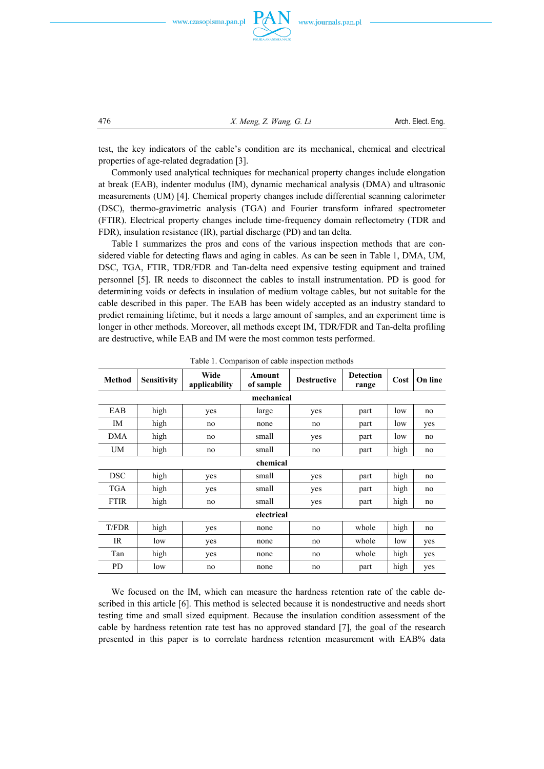test, the key indicators of the cable's condition are its mechanical, chemical and electrical properties of age-related degradation [3].

Commonly used analytical techniques for mechanical property changes include elongation at break (EAB), indenter modulus (IM), dynamic mechanical analysis (DMA) and ultrasonic measurements (UM) [4]. Chemical property changes include differential scanning calorimeter (DSC), thermo-gravimetric analysis (TGA) and Fourier transform infrared spectrometer (FTIR). Electrical property changes include time-frequency domain reflectometry (TDR and FDR), insulation resistance (IR), partial discharge (PD) and tan delta.

Table 1 summarizes the pros and cons of the various inspection methods that are considered viable for detecting flaws and aging in cables. As can be seen in Table 1, DMA, UM, DSC, TGA, FTIR, TDR/FDR and Tan-delta need expensive testing equipment and trained personnel [5]. IR needs to disconnect the cables to install instrumentation. PD is good for determining voids or defects in insulation of medium voltage cables, but not suitable for the cable described in this paper. The EAB has been widely accepted as an industry standard to predict remaining lifetime, but it needs a large amount of samples, and an experiment time is longer in other methods. Moreover, all methods except IM, TDR/FDR and Tan-delta profiling are destructive, while EAB and IM were the most common tests performed.

Table 1. Comparison of cable inspection methods

| Method | Sensitivity | Wide applicability | Amount of sample | Destructive | Detection range | Cost | On line |
|---|---|---|---|---|---|---|---|
| **mechanical** | | | | | | | |
| EAB | high | yes | large | yes | part | low | no |
| IM | high | no | none | no | part | low | yes |
| DMA | high | no | small | yes | part | low | no |
| UM | high | no | small | no | part | high | no |
| **chemical** | | | | | | | |
| DSC | high | yes | small | yes | part | high | no |
| TGA | high | yes | small | yes | part | high | no |
| FTIR | high | no | small | yes | part | high | no |
| **electrical** | | | | | | | |
| T/FDR | high | yes | none | no | whole | high | no |
| IR | low | yes | none | no | whole | low | yes |
| Tan | high | yes | none | no | whole | high | yes |
| PD | low | no | none | no | part | high | yes |

We focused on the IM, which can measure the hardness retention rate of the cable described in this article [6]. This method is selected because it is nondestructive and needs short testing time and small sized equipment. Because the insulation condition assessment of the cable by hardness retention rate test has no approved standard [7], the goal of the research presented in this paper is to correlate hardness retention measurement with EAB% data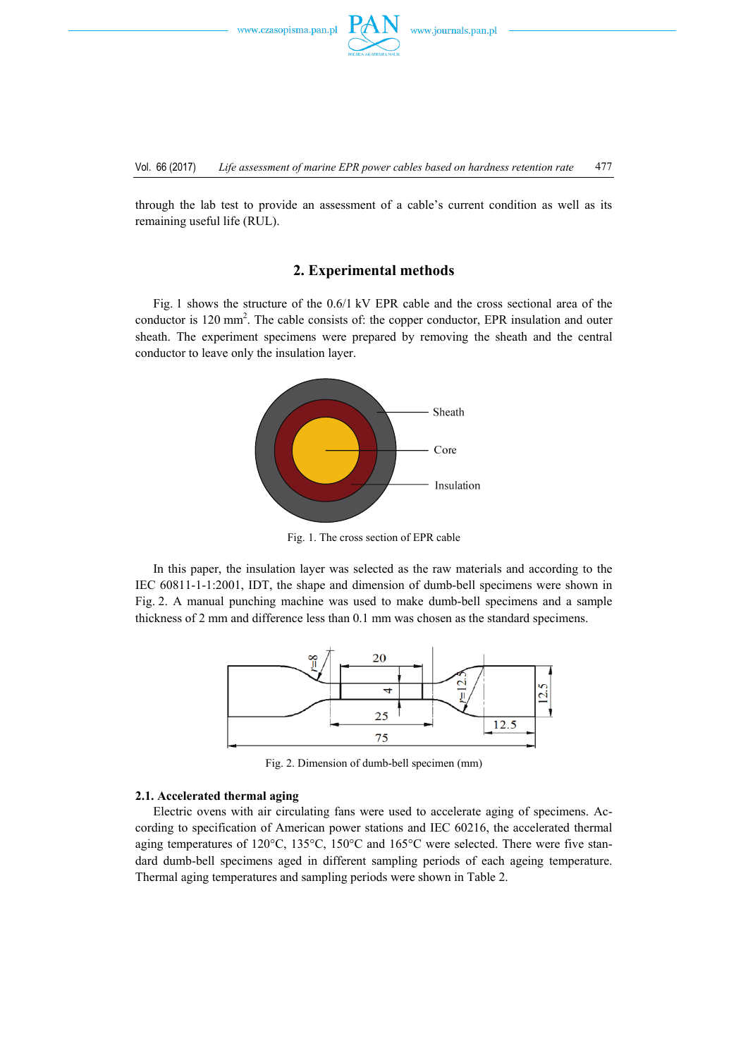through the lab test to provide an assessment of a cable's current condition as well as its remaining useful life (RUL).

## 2. Experimental methods

Fig. 1 shows the structure of the 0.6/1 kV EPR cable and the cross sectional area of the conductor is 120 mm$^2$. The cable consists of: the copper conductor, EPR insulation and outer sheath. The experiment specimens were prepared by removing the sheath and the central conductor to leave only the insulation layer.

Fig. 1. The cross section of EPR cable

In this paper, the insulation layer was selected as the raw materials and according to the IEC 60811-1-1:2001, IDT, the shape and dimension of dumb-bell specimens were shown in Fig. 2. A manual punching machine was used to make dumb-bell specimens and a sample thickness of 2 mm and difference less than 0.1 mm was chosen as the standard specimens.

Fig. 2. Dimension of dumb-bell specimen (mm)

### 2.1. Accelerated thermal aging

Electric ovens with air circulating fans were used to accelerate aging of specimens. According to specification of American power stations and IEC 60216, the accelerated thermal aging temperatures of 120°C, 135°C, 150°C and 165°C were selected. There were five standard dumb-bell specimens aged in different sampling periods of each ageing temperature. Thermal aging temperatures and sampling periods were shown in Table 2.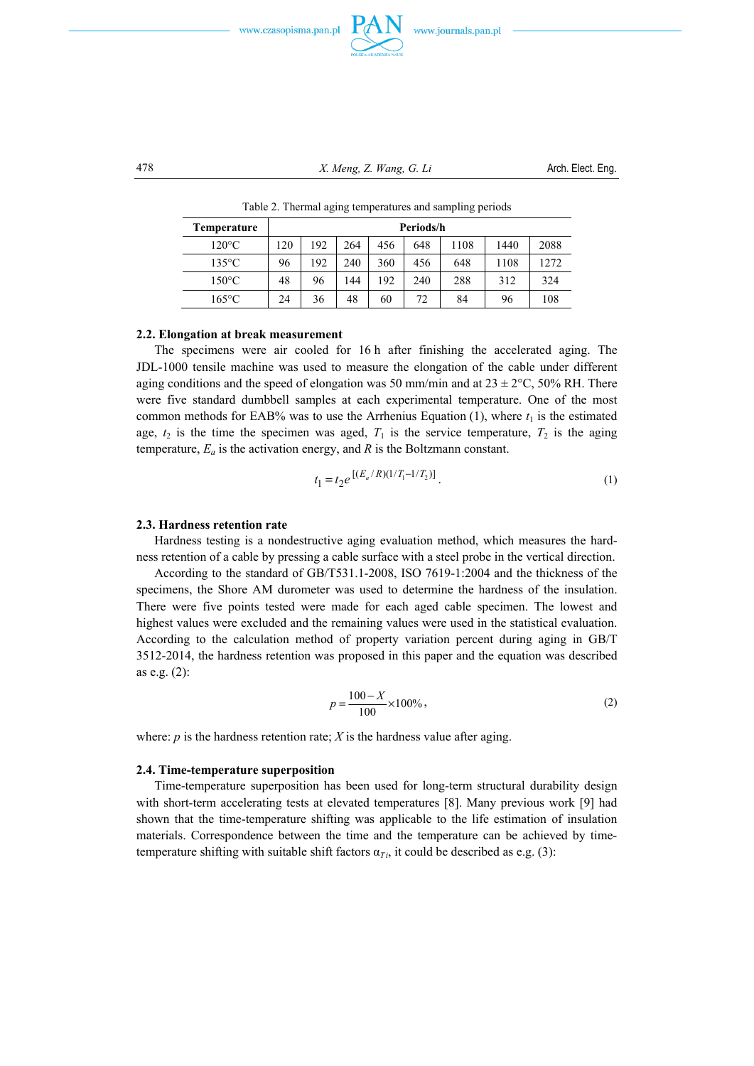Table 2. Thermal aging temperatures and sampling periods

| Temperature | Periods/h | | | | | | | |
|---|---|---|---|---|---|---|---|---|
| 120°C | 120 | 192 | 264 | 456 | 648 | 1108 | 1440 | 2088 |
| 135°C | 96 | 192 | 240 | 360 | 456 | 648 | 1108 | 1272 |
| 150°C | 48 | 96 | 144 | 192 | 240 | 288 | 312 | 324 |
| 165°C | 24 | 36 | 48 | 60 | 72 | 84 | 96 | 108 |

### 2.2. Elongation at break measurement

The specimens were air cooled for 16 h after finishing the accelerated aging. The JDL-1000 tensile machine was used to measure the elongation of the cable under different aging conditions and the speed of elongation was 50 mm/min and at 23 ± 2°C, 50% RH. There were five standard dumbbell samples at each experimental temperature. One of the most common methods for EAB% was to use the Arrhenius Equation (1), where $t_1$ is the estimated age, $t_2$ is the time the specimen was aged, $T_1$ is the service temperature, $T_2$ is the aging temperature, $E_a$ is the activation energy, and $R$ is the Boltzmann constant.

$$t_1 = t_2 e^{[(E_a/R)(1/T_1 - 1/T_2)]}. \tag{1}$$

### 2.3. Hardness retention rate

Hardness testing is a nondestructive aging evaluation method, which measures the hardness retention of a cable by pressing a cable surface with a steel probe in the vertical direction.

According to the standard of GB/T531.1-2008, ISO 7619-1:2004 and the thickness of the specimens, the Shore AM durometer was used to determine the hardness of the insulation. There were five points tested were made for each aged cable specimen. The lowest and highest values were excluded and the remaining values were used in the statistical evaluation. According to the calculation method of property variation percent during aging in GB/T 3512-2014, the hardness retention was proposed in this paper and the equation was described as e.g. (2):

$$p = \frac{100 - X}{100} \times 100\%, \tag{2}$$

where: $p$ is the hardness retention rate; $X$ is the hardness value after aging.

### 2.4. Time-temperature superposition

Time-temperature superposition has been used for long-term structural durability design with short-term accelerating tests at elevated temperatures [8]. Many previous work [9] had shown that the time-temperature shifting was applicable to the life estimation of insulation materials. Correspondence between the time and the temperature can be achieved by time-temperature shifting with suitable shift factors $\alpha_{Ti}$, it could be described as e.g. (3):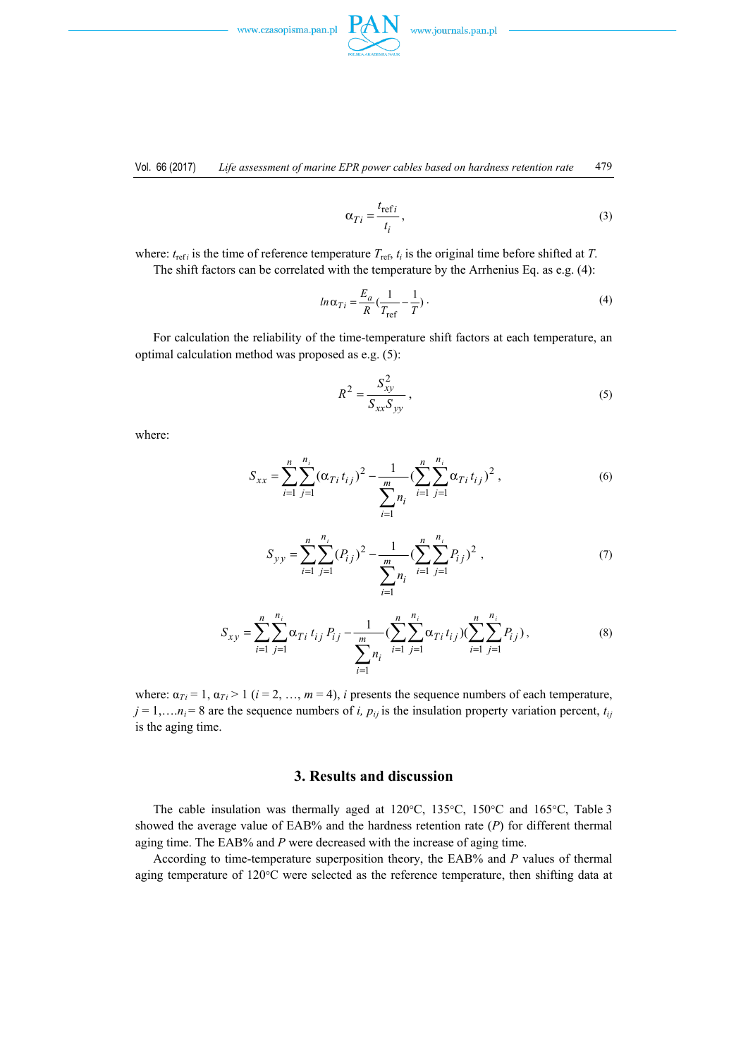$$\alpha_{Ti} = \frac{t_{\text{ref}i}}{t_i}, \tag{3}$$

where: $t_{\text{ref}i}$ is the time of reference temperature $T_{\text{ref}}$, $t_i$ is the original time before shifted at $T$.

The shift factors can be correlated with the temperature by the Arrhenius Eq. as e.g. (4):

$$ln\alpha_{Ti} = \frac{E_a}{R}\left(\frac{1}{T_{\text{ref}}} - \frac{1}{T}\right). \tag{4}$$

For calculation the reliability of the time-temperature shift factors at each temperature, an optimal calculation method was proposed as e.g. (5):

$$R^2 = \frac{S_{xy}^2}{S_{xx}S_{yy}}, \tag{5}$$

where:

$$S_{xx} = \sum_{i=1}^{n}\sum_{j=1}^{n_i}(\alpha_{Ti}t_{ij})^2 - \frac{1}{\sum_{i=1}^{m} n_i}\left(\sum_{i=1}^{n}\sum_{j=1}^{n_i}\alpha_{Ti}t_{ij}\right)^2, \tag{6}$$

$$S_{yy} = \sum_{i=1}^{n}\sum_{j=1}^{n_i}(P_{ij})^2 - \frac{1}{\sum_{i=1}^{m} n_i}\left(\sum_{i=1}^{n}\sum_{j=1}^{n_i}P_{ij}\right)^2, \tag{7}$$

$$S_{xy} = \sum_{i=1}^{n}\sum_{j=1}^{n_i}\alpha_{Ti}t_{ij}P_{ij} - \frac{1}{\sum_{i=1}^{m} n_i}\left(\sum_{i=1}^{n}\sum_{j=1}^{n_i}\alpha_{Ti}t_{ij}\right)\left(\sum_{i=1}^{n}\sum_{j=1}^{n_i}P_{ij}\right), \tag{8}$$

where: $\alpha_{Ti} = 1$, $\alpha_{Ti} > 1$ ($i = 2, \ldots, m = 4$), $i$ presents the sequence numbers of each temperature, $j = 1, \ldots, n_i = 8$ are the sequence numbers of $i$, $p_{ij}$ is the insulation property variation percent, $t_{ij}$ is the aging time.

## 3. Results and discussion

The cable insulation was thermally aged at 120°C, 135°C, 150°C and 165°C, Table 3 showed the average value of EAB% and the hardness retention rate ($P$) for different thermal aging time. The EAB% and $P$ were decreased with the increase of aging time.

According to time-temperature superposition theory, the EAB% and $P$ values of thermal aging temperature of 120°C were selected as the reference temperature, then shifting data at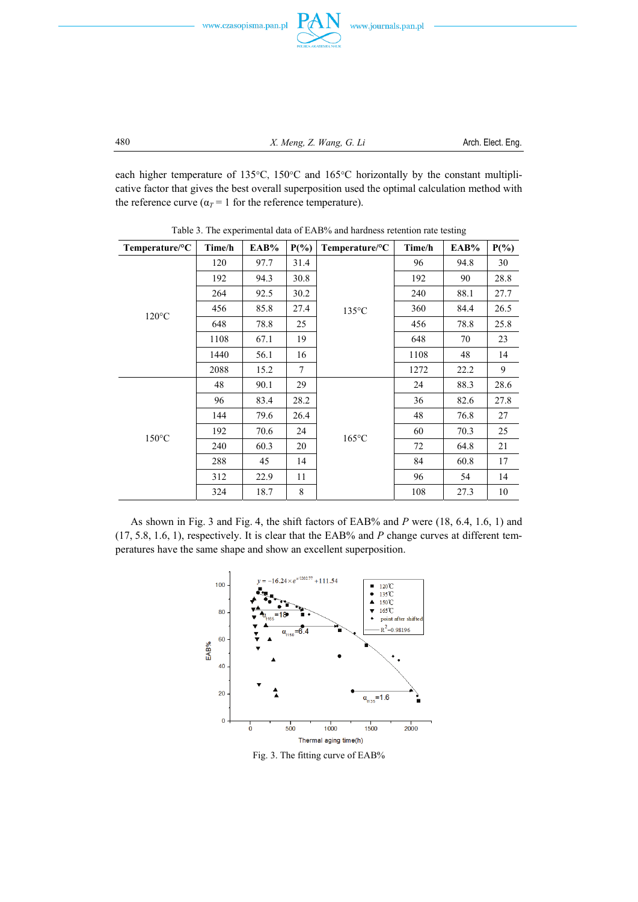each higher temperature of 135°C, 150°C and 165°C horizontally by the constant multiplicative factor that gives the best overall superposition used the optimal calculation method with the reference curve ($\alpha_T = 1$ for the reference temperature).

Table 3. The experimental data of EAB% and hardness retention rate testing

| Temperature/°C | Time/h | EAB% | P(%) | Temperature/°C | Time/h | EAB% | P(%) |
|---|---|---|---|---|---|---|---|
| 120°C | 120 | 97.7 | 31.4 | 135°C | 96 | 94.8 | 30 |
| | 192 | 94.3 | 30.8 | | 192 | 90 | 28.8 |
| | 264 | 92.5 | 30.2 | | 240 | 88.1 | 27.7 |
| | 456 | 85.8 | 27.4 | | 360 | 84.4 | 26.5 |
| | 648 | 78.8 | 25 | | 456 | 78.8 | 25.8 |
| | 1108 | 67.1 | 19 | | 648 | 70 | 23 |
| | 1440 | 56.1 | 16 | | 1108 | 48 | 14 |
| | 2088 | 15.2 | 7 | | 1272 | 22.2 | 9 |
| 150°C | 48 | 90.1 | 29 | 165°C | 24 | 88.3 | 28.6 |
| | 96 | 83.4 | 28.2 | | 36 | 82.6 | 27.8 |
| | 144 | 79.6 | 26.4 | | 48 | 76.8 | 27 |
| | 192 | 70.6 | 24 | | 60 | 70.3 | 25 |
| | 240 | 60.3 | 20 | | 72 | 64.8 | 21 |
| | 288 | 45 | 14 | | 84 | 60.8 | 17 |
| | 312 | 22.9 | 11 | | 96 | 54 | 14 |
| | 324 | 18.7 | 8 | | 108 | 27.3 | 10 |

As shown in Fig. 3 and Fig. 4, the shift factors of EAB% and $P$ were (18, 6.4, 1.6, 1) and (17, 5.8, 1.6, 1), respectively. It is clear that the EAB% and $P$ change curves at different temperatures have the same shape and show an excellent superposition.

Fig. 3. The fitting curve of EAB%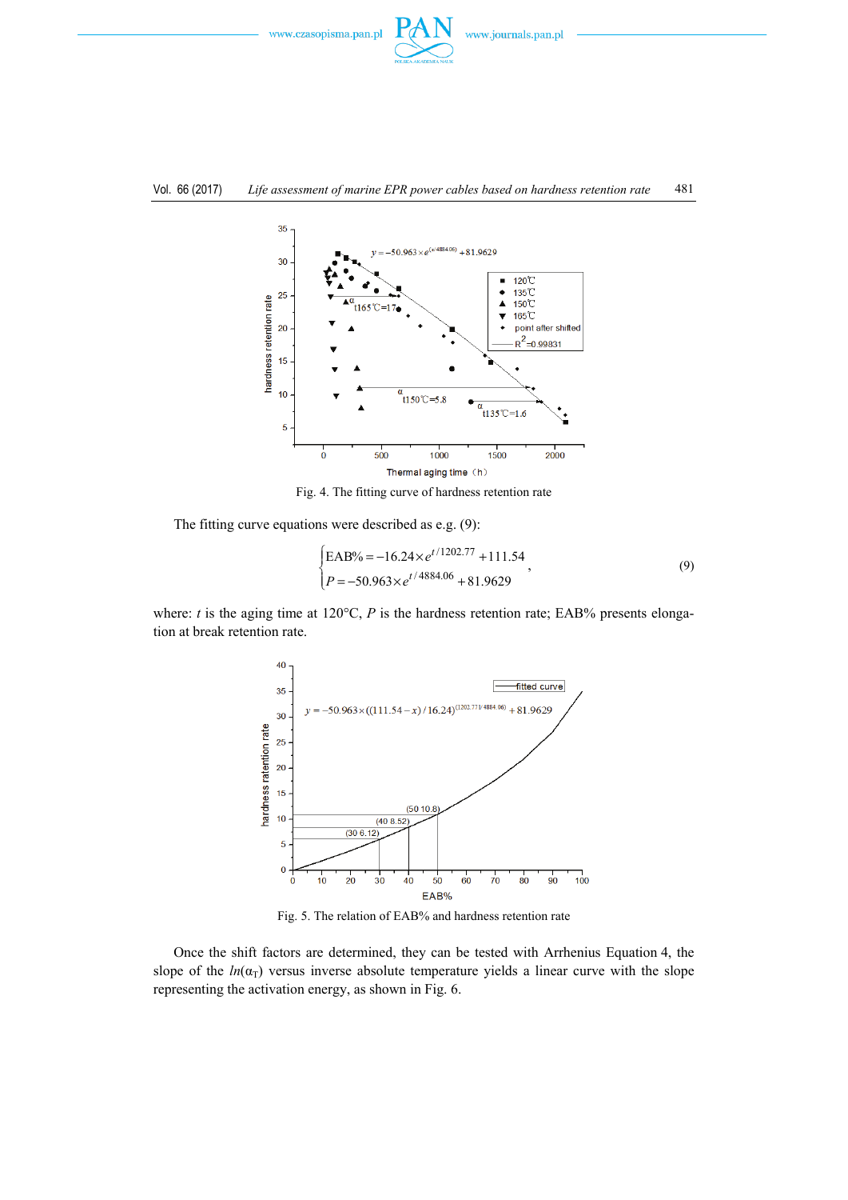Fig. 4. The fitting curve of hardness retention rate

The fitting curve equations were described as e.g. (9):

$$\begin{cases} \text{EAB\%} = -16.24 \times e^{t/1202.77} + 111.54 \\ P = -50.963 \times e^{t/4884.06} + 81.9629 \end{cases}, \tag{9}$$

where: $t$ is the aging time at 120°C, $P$ is the hardness retention rate; EAB% presents elongation at break retention rate.

Fig. 5. The relation of EAB% and hardness retention rate

Once the shift factors are determined, they can be tested with Arrhenius Equation 4, the slope of the $ln(\alpha_T)$ versus inverse absolute temperature yields a linear curve with the slope representing the activation energy, as shown in Fig. 6.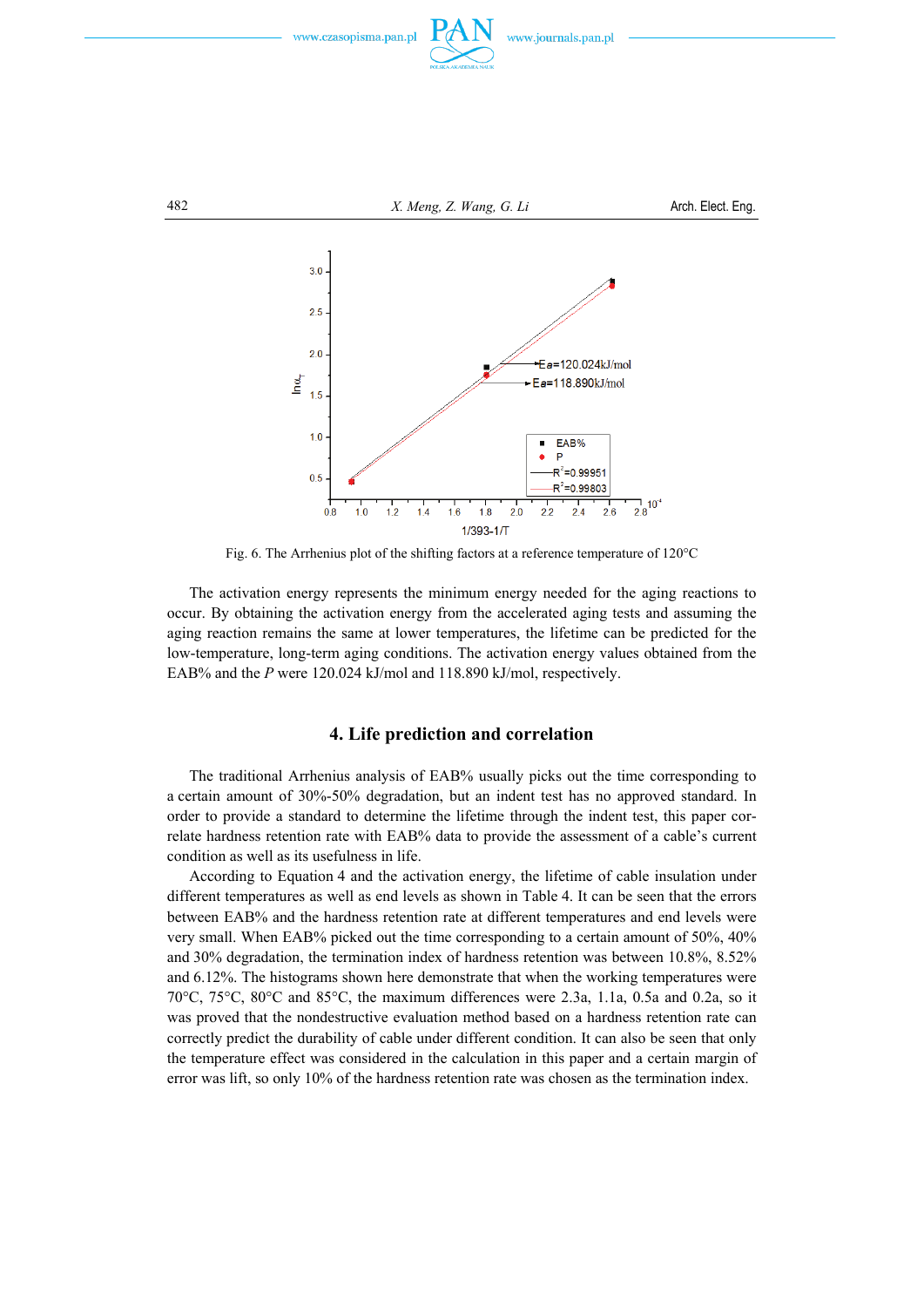Fig. 6. The Arrhenius plot of the shifting factors at a reference temperature of 120°C

The activation energy represents the minimum energy needed for the aging reactions to occur. By obtaining the activation energy from the accelerated aging tests and assuming the aging reaction remains the same at lower temperatures, the lifetime can be predicted for the low-temperature, long-term aging conditions. The activation energy values obtained from the EAB% and the *P* were 120.024 kJ/mol and 118.890 kJ/mol, respectively.

## 4. Life prediction and correlation

The traditional Arrhenius analysis of EAB% usually picks out the time corresponding to a certain amount of 30%-50% degradation, but an indent test has no approved standard. In order to provide a standard to determine the lifetime through the indent test, this paper correlate hardness retention rate with EAB% data to provide the assessment of a cable's current condition as well as its usefulness in life.

According to Equation 4 and the activation energy, the lifetime of cable insulation under different temperatures as well as end levels as shown in Table 4. It can be seen that the errors between EAB% and the hardness retention rate at different temperatures and end levels were very small. When EAB% picked out the time corresponding to a certain amount of 50%, 40% and 30% degradation, the termination index of hardness retention was between 10.8%, 8.52% and 6.12%. The histograms shown here demonstrate that when the working temperatures were 70°C, 75°C, 80°C and 85°C, the maximum differences were 2.3a, 1.1a, 0.5a and 0.2a, so it was proved that the nondestructive evaluation method based on a hardness retention rate can correctly predict the durability of cable under different condition. It can also be seen that only the temperature effect was considered in the calculation in this paper and a certain margin of error was lift, so only 10% of the hardness retention rate was chosen as the termination index.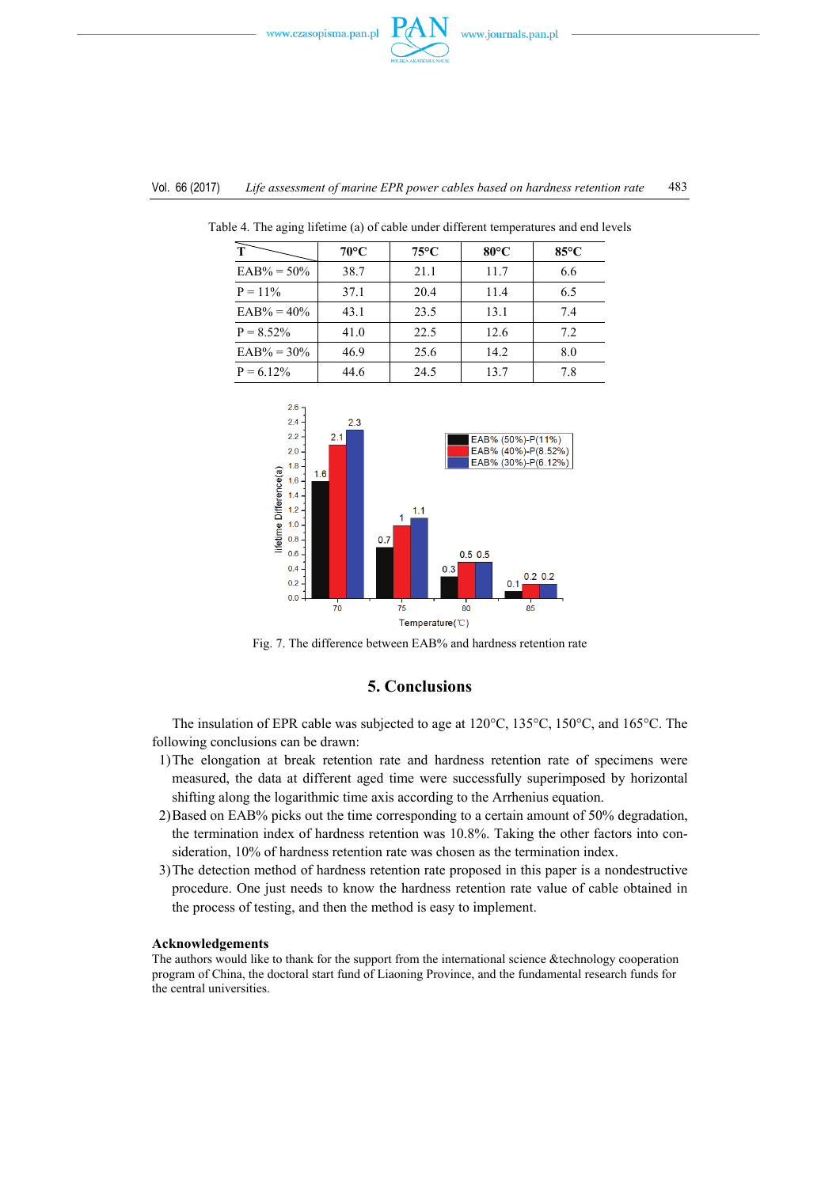Table 4. The aging lifetime (a) of cable under different temperatures and end levels

| T | 70°C | 75°C | 80°C | 85°C |
|---|---|---|---|---|
| EAB% = 50% | 38.7 | 21.1 | 11.7 | 6.6 |
| P = 11% | 37.1 | 20.4 | 11.4 | 6.5 |
| EAB% = 40% | 43.1 | 23.5 | 13.1 | 7.4 |
| P = 8.52% | 41.0 | 22.5 | 12.6 | 7.2 |
| EAB% = 30% | 46.9 | 25.6 | 14.2 | 8.0 |
| P = 6.12% | 44.6 | 24.5 | 13.7 | 7.8 |

Fig. 7. The difference between EAB% and hardness retention rate

## 5. Conclusions

The insulation of EPR cable was subjected to age at 120°C, 135°C, 150°C, and 165°C. The following conclusions can be drawn:

1) The elongation at break retention rate and hardness retention rate of specimens were measured, the data at different aged time were successfully superimposed by horizontal shifting along the logarithmic time axis according to the Arrhenius equation.
2) Based on EAB% picks out the time corresponding to a certain amount of 50% degradation, the termination index of hardness retention was 10.8%. Taking the other factors into consideration, 10% of hardness retention rate was chosen as the termination index.
3) The detection method of hardness retention rate proposed in this paper is a nondestructive procedure. One just needs to know the hardness retention rate value of cable obtained in the process of testing, and then the method is easy to implement.

### Acknowledgements

The authors would like to thank for the support from the international science &technology cooperation program of China, the doctoral start fund of Liaoning Province, and the fundamental research funds for the central universities.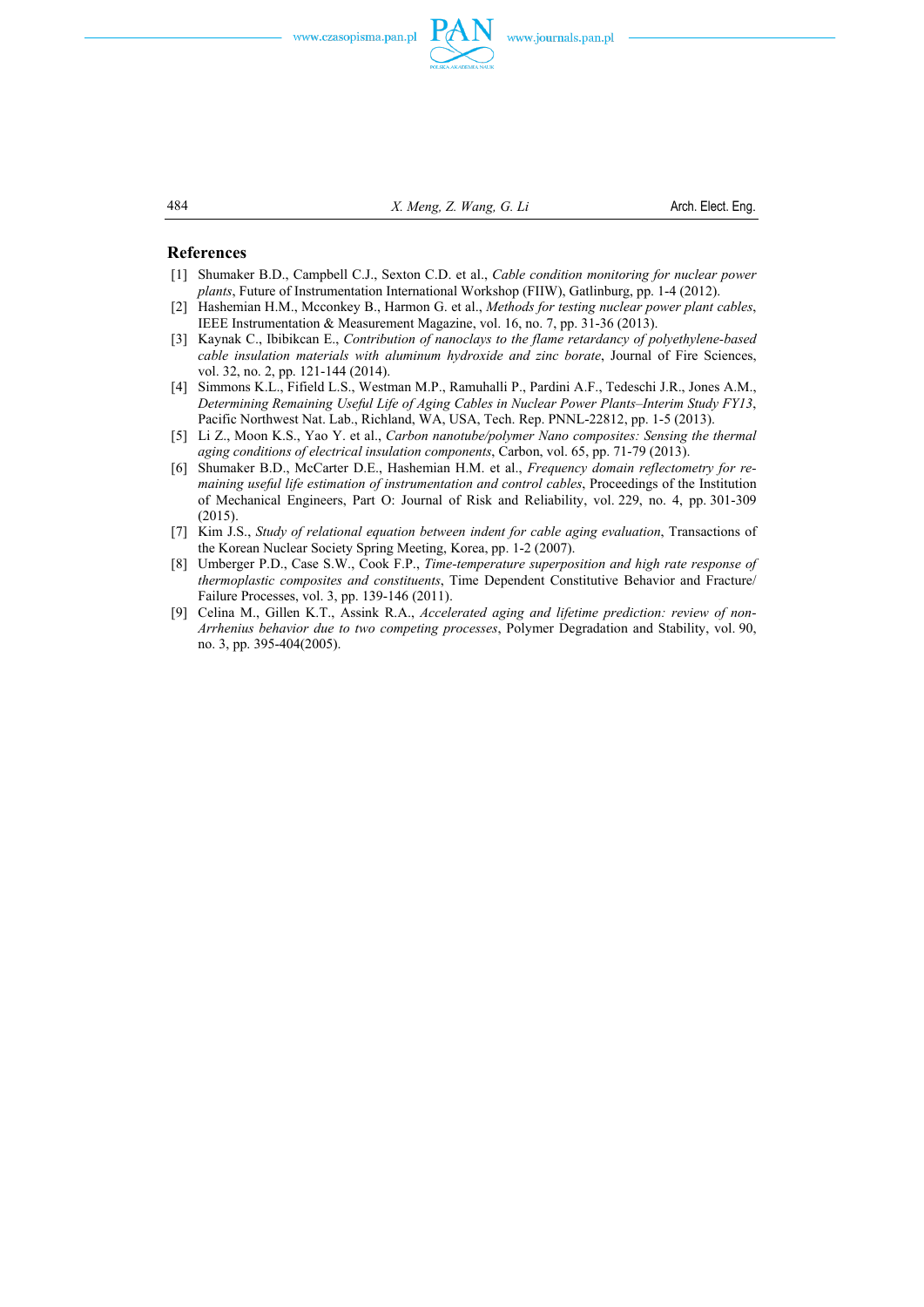## References

[1] Shumaker B.D., Campbell C.J., Sexton C.D. et al., *Cable condition monitoring for nuclear power plants*, Future of Instrumentation International Workshop (FIIW), Gatlinburg, pp. 1-4 (2012).

[2] Hashemian H.M., Mcconkey B., Harmon G. et al., *Methods for testing nuclear power plant cables*, IEEE Instrumentation & Measurement Magazine, vol. 16, no. 7, pp. 31-36 (2013).

[3] Kaynak C., Ibibikcan E., *Contribution of nanoclays to the flame retardancy of polyethylene-based cable insulation materials with aluminum hydroxide and zinc borate*, Journal of Fire Sciences, vol. 32, no. 2, pp. 121-144 (2014).

[4] Simmons K.L., Fifield L.S., Westman M.P., Ramuhalli P., Pardini A.F., Tedeschi J.R., Jones A.M., *Determining Remaining Useful Life of Aging Cables in Nuclear Power Plants–Interim Study FY13*, Pacific Northwest Nat. Lab., Richland, WA, USA, Tech. Rep. PNNL-22812, pp. 1-5 (2013).

[5] Li Z., Moon K.S., Yao Y. et al., *Carbon nanotube/polymer Nano composites: Sensing the thermal aging conditions of electrical insulation components*, Carbon, vol. 65, pp. 71-79 (2013).

[6] Shumaker B.D., McCarter D.E., Hashemian H.M. et al., *Frequency domain reflectometry for remaining useful life estimation of instrumentation and control cables*, Proceedings of the Institution of Mechanical Engineers, Part O: Journal of Risk and Reliability, vol. 229, no. 4, pp. 301-309 (2015).

[7] Kim J.S., *Study of relational equation between indent for cable aging evaluation*, Transactions of the Korean Nuclear Society Spring Meeting, Korea, pp. 1-2 (2007).

[8] Umberger P.D., Case S.W., Cook F.P., *Time-temperature superposition and high rate response of thermoplastic composites and constituents*, Time Dependent Constitutive Behavior and Fracture/Failure Processes, vol. 3, pp. 139-146 (2011).

[9] Celina M., Gillen K.T., Assink R.A., *Accelerated aging and lifetime prediction: review of non-Arrhenius behavior due to two competing processes*, Polymer Degradation and Stability, vol. 90, no. 3, pp. 395-404(2005).